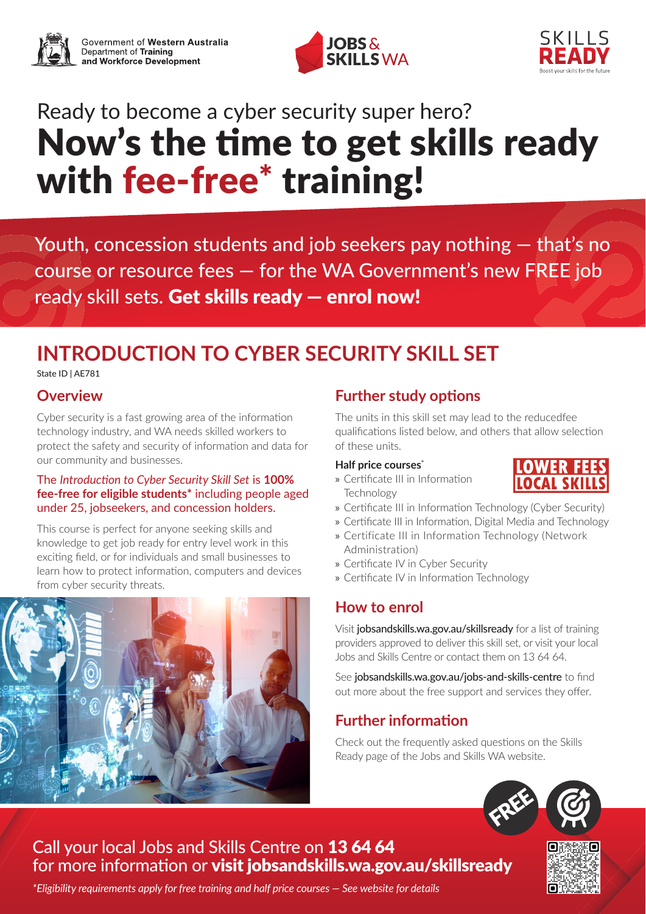Government of **Western Australia**
Department of **Training and Workforce Development**

JOBS & SKILLS WA

SKILLS READY
Boost your skills for the future

Ready to become a cyber security super hero?

# Now's the time to get skills ready with fee-free* training!

Youth, concession students and job seekers pay nothing — that's no course or resource fees — for the WA Government's new FREE job ready skill sets. **Get skills ready — enrol now!**

## INTRODUCTION TO CYBER SECURITY SKILL SET

State ID | AE781

### Overview

Cyber security is a fast growing area of the information technology industry, and WA needs skilled workers to protect the safety and security of information and data for our community and businesses.

The *Introduction to Cyber Security Skill Set* is **100% fee-free for eligible students*** including people aged under 25, jobseekers, and concession holders.

This course is perfect for anyone seeking skills and knowledge to get job ready for entry level work in this exciting field, or for individuals and small businesses to learn how to protect information, computers and devices from cyber security threats.

### Further study options

The units in this skill set may lead to the reducedfee qualifications listed below, and others that allow selection of these units.

**Half price courses***

LOWER FEES LOCAL SKILLS

- Certificate III in Information Technology
- Certificate III in Information Technology (Cyber Security)
- Certificate III in Information, Digital Media and Technology
- Certificate III in Information Technology (Network Administration)
- Certificate IV in Cyber Security
- Certificate IV in Information Technology

### How to enrol

Visit **jobsandskills.wa.gov.au/skillsready** for a list of training providers approved to deliver this skill set, or visit your local Jobs and Skills Centre or contact them on 13 64 64.

See **jobsandskills.wa.gov.au/jobs-and-skills-centre** to find out more about the free support and services they offer.

### Further information

Check out the frequently asked questions on the Skills Ready page of the Jobs and Skills WA website.

FREE

Call your local Jobs and Skills Centre on **13 64 64** for more information or **visit jobsandskills.wa.gov.au/skillsready**

*\*Eligibility requirements apply for free training and half price courses — See website for details*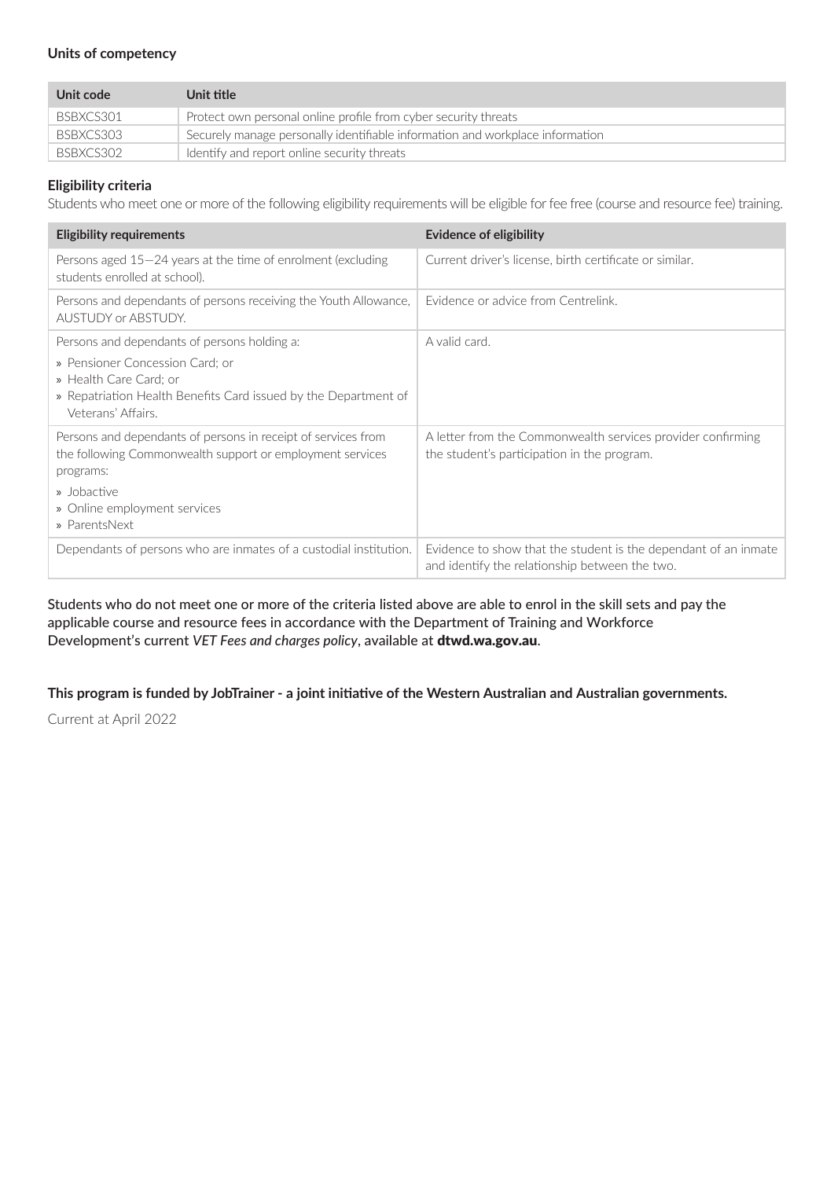**Units of competency**

| Unit code | Unit title |
|---|---|
| BSBXCS301 | Protect own personal online profile from cyber security threats |
| BSBXCS303 | Securely manage personally identifiable information and workplace information |
| BSBXCS302 | Identify and report online security threats |

**Eligibility criteria**

Students who meet one or more of the following eligibility requirements will be eligible for fee free (course and resource fee) training.

| Eligibility requirements | Evidence of eligibility |
|---|---|
| Persons aged 15—24 years at the time of enrolment (excluding students enrolled at school). | Current driver's license, birth certificate or similar. |
| Persons and dependants of persons receiving the Youth Allowance, AUSTUDY or ABSTUDY. | Evidence or advice from Centrelink. |
| Persons and dependants of persons holding a:<br>» Pensioner Concession Card; or<br>» Health Care Card; or<br>» Repatriation Health Benefits Card issued by the Department of Veterans' Affairs. | A valid card. |
| Persons and dependants of persons in receipt of services from the following Commonwealth support or employment services programs:<br>» Jobactive<br>» Online employment services<br>» ParentsNext | A letter from the Commonwealth services provider confirming the student's participation in the program. |
| Dependants of persons who are inmates of a custodial institution. | Evidence to show that the student is the dependant of an inmate and identify the relationship between the two. |

Students who do not meet one or more of the criteria listed above are able to enrol in the skill sets and pay the applicable course and resource fees in accordance with the Department of Training and Workforce Development's current *VET Fees and charges policy*, available at **dtwd.wa.gov.au**.

**This program is funded by JobTrainer - a joint initiative of the Western Australian and Australian governments.**

Current at April 2022